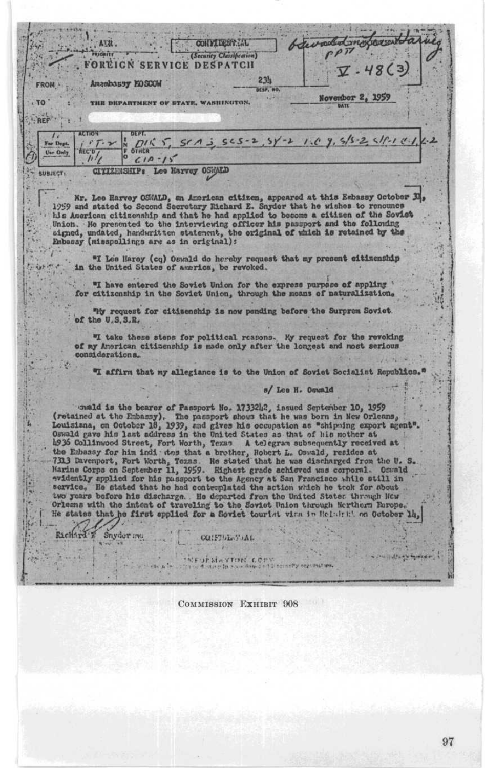AIR

PRIORITY

CONFIDENTIAL
(Security Classification)

## FOREIGN SERVICE DESPATCH

V - 48(3)

FROM : Amembassy MOSCOW

234
DESP. NO.

TO : THE DEPARTMENT OF STATE, WASHINGTON.

November 2, 1959
DATE

REF :

| For Dept. Use Only | ACTION | DEPT. |
|---|---|---|
| | REC'D 11/1 | OTHER CIA-15 |

SUBJECT: CITIZENSHIP: Lee Harvey OSWALD

Mr. Lee Harvey OSWALD, an American citizen, appeared at this Embassy October 31, 1959 and stated to Second Secretary Richard E. Snyder that he wishes to renounce his American citizenship and that he had applied to become a citizen of the Soviet Union. He presented to the interviewing officer his passport and the following signed, undated, handwritten statement, the original of which is retained by the Embassy (misspellings are as in original):

"I Lee Harey (cq) Oswald do hereby request that my present citizenship in the United States of america, be revoked.

"I have entered the Soviet Union for the express purpose of appling for citizenship in the Soviet Union, through the means of naturalization.

"My request for citizenship is now pending before the Surprem Soviet of the U.S.S.R.

"I take these steps for political reasons. My request for the revoking of my American citizenship is made only after the longest and most serious considerations.

"I affirm that my allegiance is to the Union of Soviet Socialist Republics."

s/ Lee H. Oswald

Oswald is the bearer of Passport No. 1733242, issued September 10, 1959 (retained at the Embassy). The passport shows that he was born in New Orleans, Louisiana, on October 18, 1939, and gives his occupation as "shipping export agent". Oswald gave his last address in the United States as that of his mother at 4936 Collinwood Street, Fort Worth, Texas. A telegram subsequently received at the Embassy for him indicates that a brother, Robert L. Oswald, resides at 7313 Davenport, Fort Worth, Texas. He stated that he was discharged from the U. S. Marine Corps on September 11, 1959. Highest grade achieved was corporal. Oswald evidently applied for his passport to the Agency at San Francisco while still in service. He stated that he had contemplated the action which he took for about two years before his discharge. He departed from the United States through New Orleans with the intent of traveling to the Soviet Union through Northern Europe. He states that he first applied for a Soviet tourist visa in Helsinki on October 14,

Richard E Snyder:mo

CONFIDENTIAL

INFORMATION COPY

COMMISSION EXHIBIT 908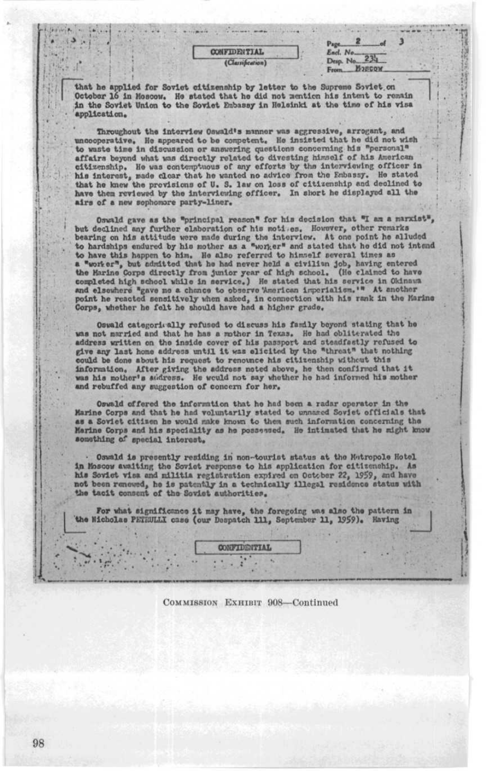CONFIDENTIAL
(Classification)

Page 2 of 3
Encl. No.
Desp. No. 234
From Moscow

that he applied for Soviet citizenship by letter to the Supreme Soviet on October 16 in Moscow. He stated that he did not mention his intent to remain in the Soviet Union to the Soviet Embassy in Helsinki at the time of his visa application.

Throughout the interview Oswald's manner was aggressive, arrogant, and uncooperative. He appeared to be competent. He insisted that he did not wish to waste time in discussion or answering questions concerning his "personal" affairs beyond what was directly related to divesting himself of his American citizenship. He was contemptuous of any efforts by the interviewing officer in his interest, made clear that he wanted no advice from the Embassy. He stated that he knew the provisions of U. S. law on loss of citizenship and declined to have them reviewed by the interviewing officer. In short he displayed all the airs of a new sophomore party-liner.

Oswald gave as the "principal reason" for his decision that "I am a marxist", but declined any further elaboration of his motives. However, other remarks bearing on his attitude were made during the interview. At one point he alluded to hardships endured by his mother as a "worker" and stated that he did not intend to have this happen to him. He also referred to himself several times as a "worker", but admitted that he had never held a civilian job, having entered the Marine Corps directly from junior year of high school. (He claimed to have completed high school while in service.) He stated that his service in Okinawa and elsewhere "gave me a chance to observe 'American imperialism.'" At another point he reacted sensitively when asked, in connection with his rank in the Marine Corps, whether he felt he should have had a higher grade.

Oswald categorically refused to discuss his family beyond stating that he was not married and that he has a mother in Texas. He had obliterated the address written on the inside cover of his passport and steadfastly refused to give any last home address until it was elicited by the "threat" that nothing could be done about his request to renounce his citizenship without this information. After giving the address noted above, he then confirmed that it was his mother's address. He would not say whether he had informed his mother and rebuffed any suggestion of concern for her.

Oswald offered the information that he had been a radar operator in the Marine Corps and that he had voluntarily stated to unnamed Soviet officials that as a Soviet citizen he would make known to them such information concerning the Marine Corps and his speciality as he possessed. He intimated that he might know something of special interest.

Oswald is presently residing in non-tourist status at the Metropole Hotel in Moscow awaiting the Soviet response to his application for citizenship. As his Soviet visa and militia registration expired on October 22, 1959, and have not been renewed, he is patently in a technically illegal residence status with the tacit consent of the Soviet authorities.

For what significance it may have, the foregoing was also the pattern in the Nicholas PETRULLI case (our Despatch 111, September 11, 1959). Having

CONFIDENTIAL

COMMISSION EXHIBIT 908—Continued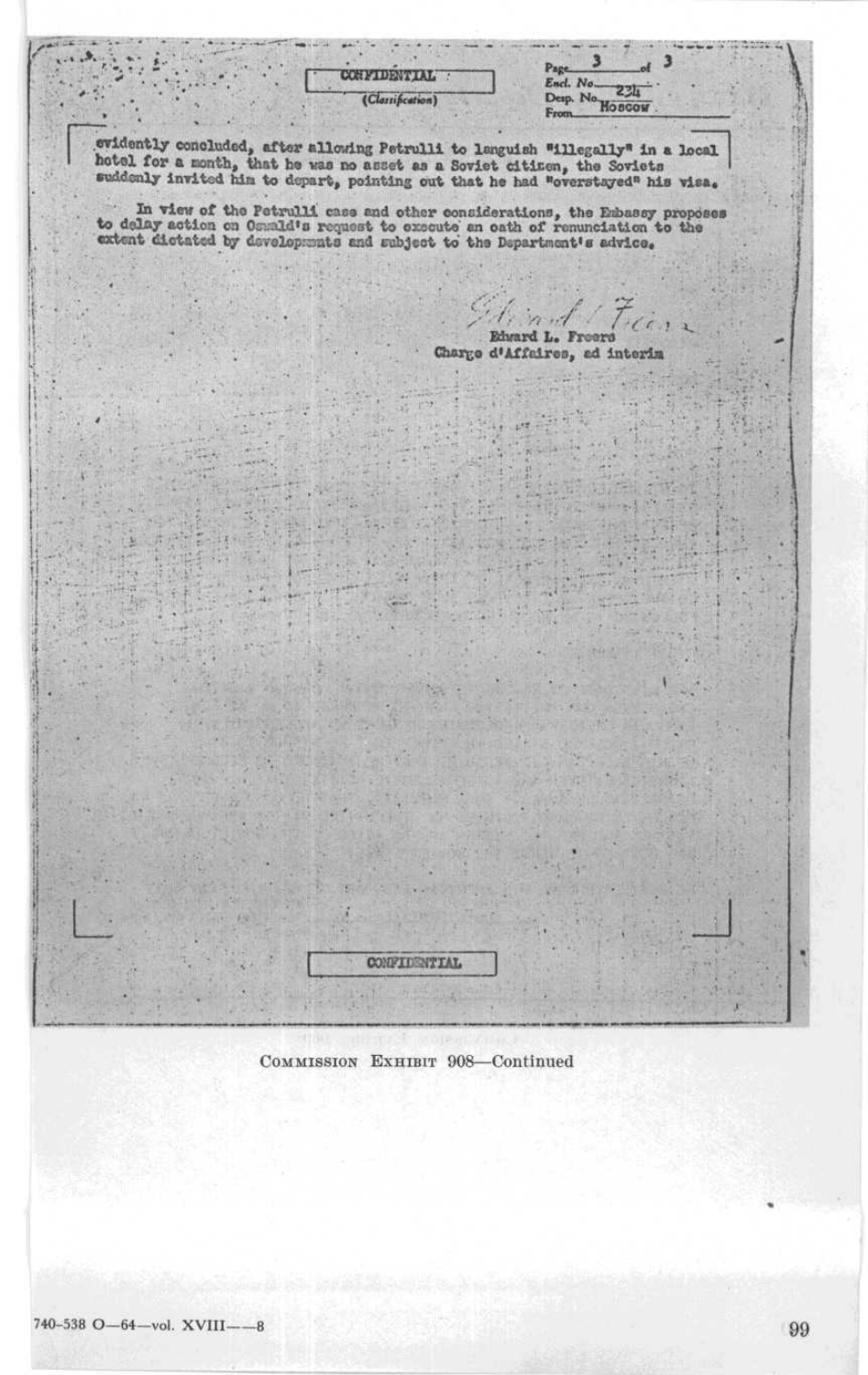CONFIDENTIAL
(Classification)

Page 3 of 3
Encl. No.
Desp. No. 234
From Moscow

evidently concluded, after allowing Petrulli to languish "illegally" in a local hotel for a month, that he was no asset as a Soviet citizen, the Soviets suddenly invited him to depart, pointing out that he had "overstayed" his visa.

In view of the Petrulli case and other considerations, the Embassy proposes to delay action on Oswald's request to execute an oath of renunciation to the extent dictated by developments and subject to the Department's advice.

Edward L. Freers
Charge d'Affaires, ad interim

CONFIDENTIAL

COMMISSION EXHIBIT 908—Continued